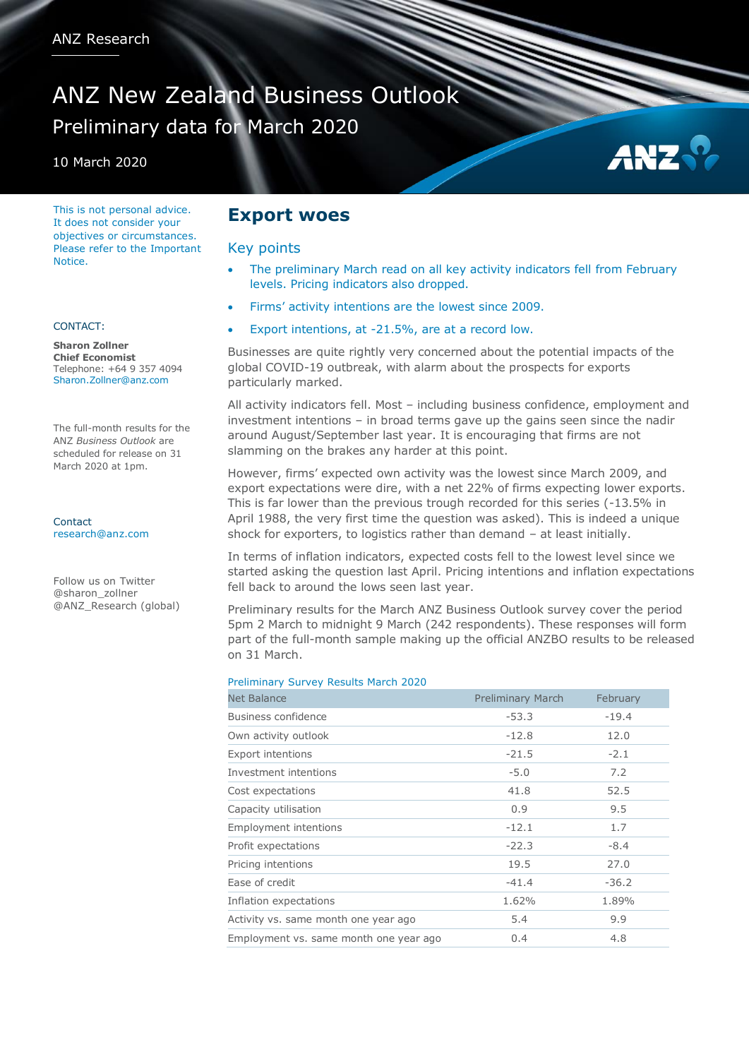ANZ Research

# ANZ New Zealand Business Outlook

Preliminary data for March 2020

10 March 2020

This is not personal advice. It does not consider your objectives or circumstances. Please refer to the Important Notice.

CONTACT:

**Sharon Zollner**
**Chief Economist**
Telephone: +64 9 357 4094
Sharon.Zollner@anz.com

The full-month results for the ANZ *Business Outlook* are scheduled for release on 31 March 2020 at 1pm.

Contact
research@anz.com

Follow us on Twitter
@sharon_zollner
@ANZ_Research (global)

## Export woes

### Key points

- The preliminary March read on all key activity indicators fell from February levels. Pricing indicators also dropped.
- Firms' activity intentions are the lowest since 2009.
- Export intentions, at -21.5%, are at a record low.

Businesses are quite rightly very concerned about the potential impacts of the global COVID-19 outbreak, with alarm about the prospects for exports particularly marked.

All activity indicators fell. Most – including business confidence, employment and investment intentions – in broad terms gave up the gains seen since the nadir around August/September last year. It is encouraging that firms are not slamming on the brakes any harder at this point.

However, firms' expected own activity was the lowest since March 2009, and export expectations were dire, with a net 22% of firms expecting lower exports. This is far lower than the previous trough recorded for this series (-13.5% in April 1988, the very first time the question was asked). This is indeed a unique shock for exporters, to logistics rather than demand – at least initially.

In terms of inflation indicators, expected costs fell to the lowest level since we started asking the question last April. Pricing intentions and inflation expectations fell back to around the lows seen last year.

Preliminary results for the March ANZ Business Outlook survey cover the period 5pm 2 March to midnight 9 March (242 respondents). These responses will form part of the full-month sample making up the official ANZBO results to be released on 31 March.

Preliminary Survey Results March 2020

| Net Balance | Preliminary March | February |
|---|---|---|
| Business confidence | -53.3 | -19.4 |
| Own activity outlook | -12.8 | 12.0 |
| Export intentions | -21.5 | -2.1 |
| Investment intentions | -5.0 | 7.2 |
| Cost expectations | 41.8 | 52.5 |
| Capacity utilisation | 0.9 | 9.5 |
| Employment intentions | -12.1 | 1.7 |
| Profit expectations | -22.3 | -8.4 |
| Pricing intentions | 19.5 | 27.0 |
| Ease of credit | -41.4 | -36.2 |
| Inflation expectations | 1.62% | 1.89% |
| Activity vs. same month one year ago | 5.4 | 9.9 |
| Employment vs. same month one year ago | 0.4 | 4.8 |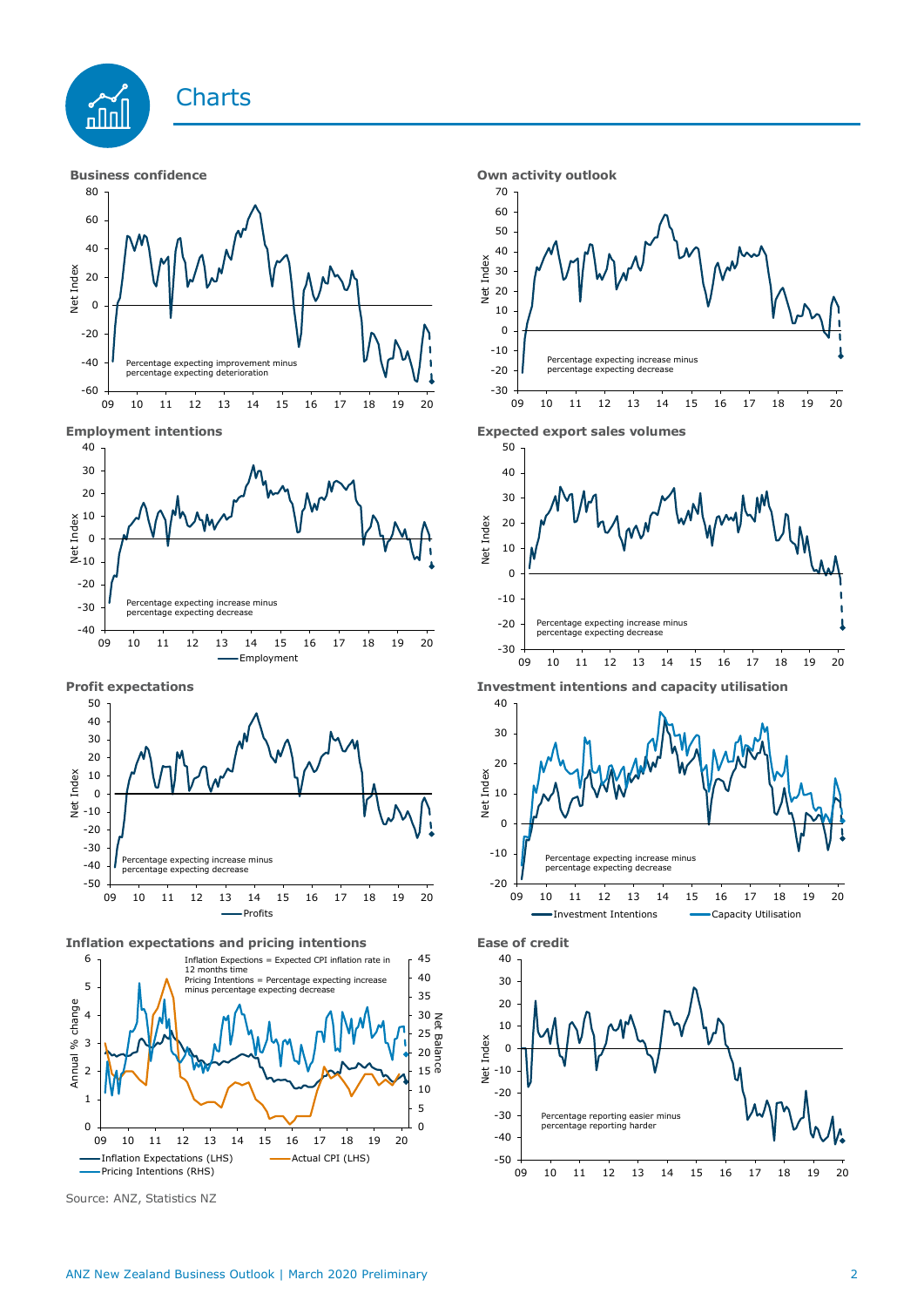# Charts

**Business confidence**

Percentage expecting improvement minus percentage expecting deterioration

**Own activity outlook**

Percentage expecting increase minus percentage expecting decrease

**Employment intentions**

Percentage expecting increase minus percentage expecting decrease

**Expected export sales volumes**

Percentage expecting increase minus percentage expecting decrease

**Profit expectations**

Percentage expecting increase minus percentage expecting decrease

**Investment intentions and capacity utilisation**

Percentage expecting increase minus percentage expecting decrease

**Inflation expectations and pricing intentions**

Inflation Expectations = Expected CPI inflation rate in 12 months time
Pricing Intentions = Percentage expecting increase minus percentage expecting decrease

**Ease of credit**

Percentage reporting easier minus percentage reporting harder

Source: ANZ, Statistics NZ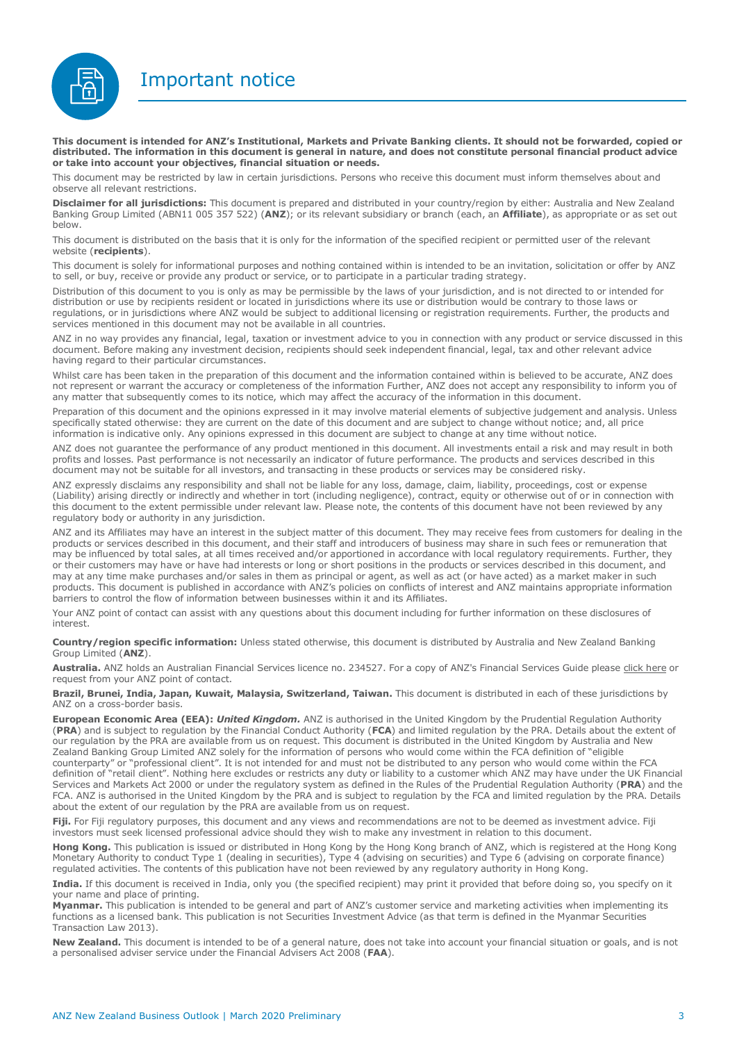# Important notice

**This document is intended for ANZ's Institutional, Markets and Private Banking clients. It should not be forwarded, copied or distributed. The information in this document is general in nature, and does not constitute personal financial product advice or take into account your objectives, financial situation or needs.**

This document may be restricted by law in certain jurisdictions. Persons who receive this document must inform themselves about and observe all relevant restrictions.

**Disclaimer for all jurisdictions:** This document is prepared and distributed in your country/region by either: Australia and New Zealand Banking Group Limited (ABN11 005 357 522) (**ANZ**); or its relevant subsidiary or branch (each, an **Affiliate**), as appropriate or as set out below.

This document is distributed on the basis that it is only for the information of the specified recipient or permitted user of the relevant website (**recipients**).

This document is solely for informational purposes and nothing contained within is intended to be an invitation, solicitation or offer by ANZ to sell, or buy, receive or provide any product or service, or to participate in a particular trading strategy.

Distribution of this document to you is only as may be permissible by the laws of your jurisdiction, and is not directed to or intended for distribution or use by recipients resident or located in jurisdictions where its use or distribution would be contrary to those laws or regulations, or in jurisdictions where ANZ would be subject to additional licensing or registration requirements. Further, the products and services mentioned in this document may not be available in all countries.

ANZ in no way provides any financial, legal, taxation or investment advice to you in connection with any product or service discussed in this document. Before making any investment decision, recipients should seek independent financial, legal, tax and other relevant advice having regard to their particular circumstances.

Whilst care has been taken in the preparation of this document and the information contained within is believed to be accurate, ANZ does not represent or warrant the accuracy or completeness of the information Further, ANZ does not accept any responsibility to inform you of any matter that subsequently comes to its notice, which may affect the accuracy of the information in this document.

Preparation of this document and the opinions expressed in it may involve material elements of subjective judgement and analysis. Unless specifically stated otherwise: they are current on the date of this document and are subject to change without notice; and, all price information is indicative only. Any opinions expressed in this document are subject to change at any time without notice.

ANZ does not guarantee the performance of any product mentioned in this document. All investments entail a risk and may result in both profits and losses. Past performance is not necessarily an indicator of future performance. The products and services described in this document may not be suitable for all investors, and transacting in these products or services may be considered risky.

ANZ expressly disclaims any responsibility and shall not be liable for any loss, damage, claim, liability, proceedings, cost or expense (Liability) arising directly or indirectly and whether in tort (including negligence), contract, equity or otherwise out of or in connection with this document to the extent permissible under relevant law. Please note, the contents of this document have not been reviewed by any regulatory body or authority in any jurisdiction.

ANZ and its Affiliates may have an interest in the subject matter of this document. They may receive fees from customers for dealing in the products or services described in this document, and their staff and introducers of business may share in such fees or remuneration that may be influenced by total sales, at all times received and/or apportioned in accordance with local regulatory requirements. Further, they or their customers may have or have had interests or long or short positions in the products or services described in this document, and may at any time make purchases and/or sales in them as principal or agent, as well as act (or have acted) as a market maker in such products. This document is published in accordance with ANZ's policies on conflicts of interest and ANZ maintains appropriate information barriers to control the flow of information between businesses within it and its Affiliates.

Your ANZ point of contact can assist with any questions about this document including for further information on these disclosures of interest.

**Country/region specific information:** Unless stated otherwise, this document is distributed by Australia and New Zealand Banking Group Limited (**ANZ**).

**Australia.** ANZ holds an Australian Financial Services licence no. 234527. For a copy of ANZ's Financial Services Guide please click here or request from your ANZ point of contact.

**Brazil, Brunei, India, Japan, Kuwait, Malaysia, Switzerland, Taiwan.** This document is distributed in each of these jurisdictions by ANZ on a cross-border basis.

**European Economic Area (EEA):** ***United Kingdom.*** ANZ is authorised in the United Kingdom by the Prudential Regulation Authority (**PRA**) and is subject to regulation by the Financial Conduct Authority (**FCA**) and limited regulation by the PRA. Details about the extent of our regulation by the PRA are available from us on request. This document is distributed in the United Kingdom by Australia and New Zealand Banking Group Limited ANZ solely for the information of persons who would come within the FCA definition of "eligible counterparty" or "professional client". It is not intended for and must not be distributed to any person who would come within the FCA definition of "retail client". Nothing here excludes or restricts any duty or liability to a customer which ANZ may have under the UK Financial Services and Markets Act 2000 or under the regulatory system as defined in the Rules of the Prudential Regulation Authority (**PRA**) and the FCA. ANZ is authorised in the United Kingdom by the PRA and is subject to regulation by the FCA and limited regulation by the PRA. Details about the extent of our regulation by the PRA are available from us on request.

**Fiji.** For Fiji regulatory purposes, this document and any views and recommendations are not to be deemed as investment advice. Fiji investors must seek licensed professional advice should they wish to make any investment in relation to this document.

**Hong Kong.** This publication is issued or distributed in Hong Kong by the Hong Kong branch of ANZ, which is registered at the Hong Kong Monetary Authority to conduct Type 1 (dealing in securities), Type 4 (advising on securities) and Type 6 (advising on corporate finance) regulated activities. The contents of this publication have not been reviewed by any regulatory authority in Hong Kong.

**India.** If this document is received in India, only you (the specified recipient) may print it provided that before doing so, you specify on it your name and place of printing.

**Myanmar.** This publication is intended to be general and part of ANZ's customer service and marketing activities when implementing its functions as a licensed bank. This publication is not Securities Investment Advice (as that term is defined in the Myanmar Securities Transaction Law 2013).

**New Zealand.** This document is intended to be of a general nature, does not take into account your financial situation or goals, and is not a personalised adviser service under the Financial Advisers Act 2008 (**FAA**).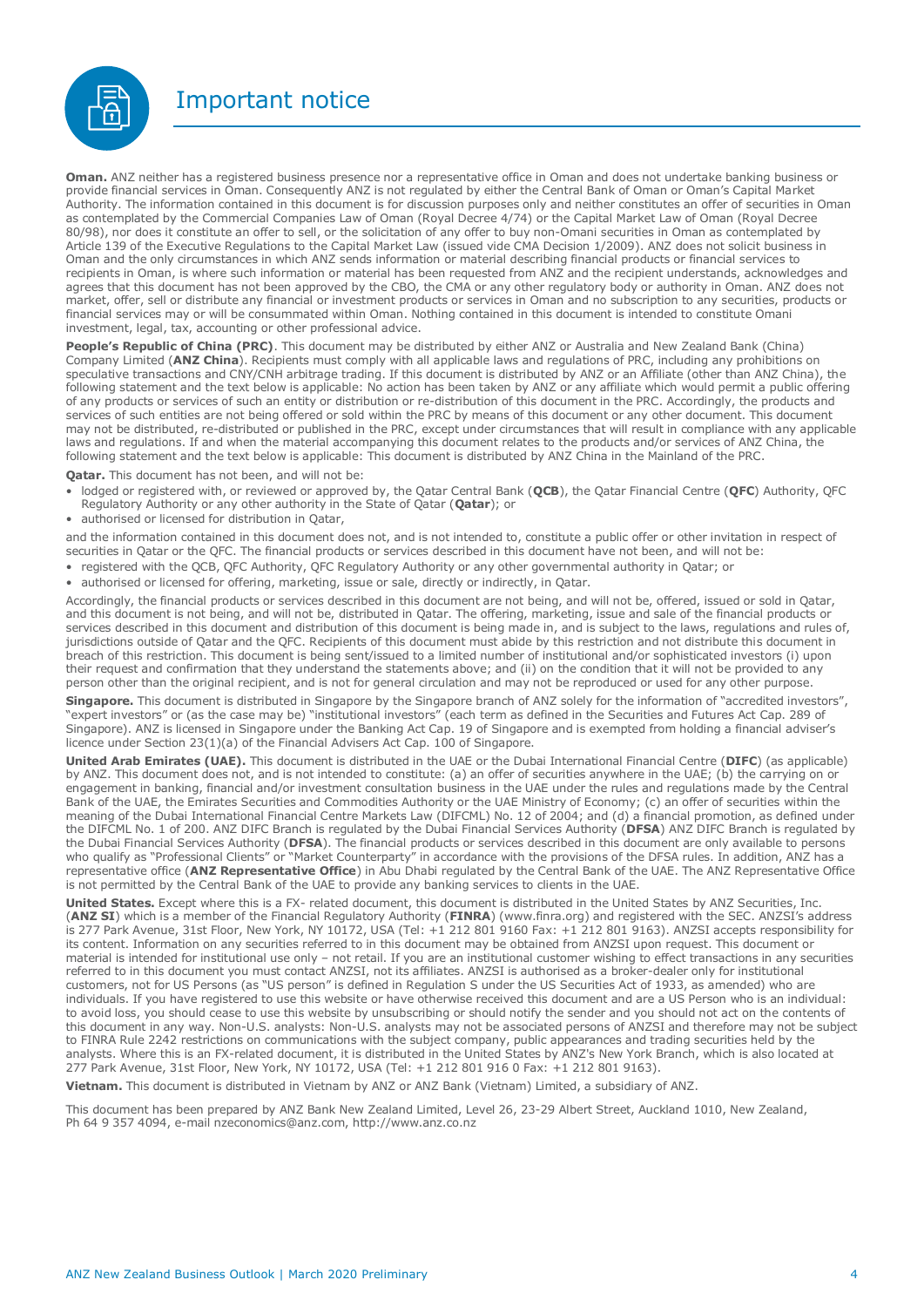# Important notice

**Oman.** ANZ neither has a registered business presence nor a representative office in Oman and does not undertake banking business or provide financial services in Oman. Consequently ANZ is not regulated by either the Central Bank of Oman or Oman's Capital Market Authority. The information contained in this document is for discussion purposes only and neither constitutes an offer of securities in Oman as contemplated by the Commercial Companies Law of Oman (Royal Decree 4/74) or the Capital Market Law of Oman (Royal Decree 80/98), nor does it constitute an offer to sell, or the solicitation of any offer to buy non-Omani securities in Oman as contemplated by Article 139 of the Executive Regulations to the Capital Market Law (issued vide CMA Decision 1/2009). ANZ does not solicit business in Oman and the only circumstances in which ANZ sends information or material describing financial products or financial services to recipients in Oman, is where such information or material has been requested from ANZ and the recipient understands, acknowledges and agrees that this document has not been approved by the CBO, the CMA or any other regulatory body or authority in Oman. ANZ does not market, offer, sell or distribute any financial or investment products or services in Oman and no subscription to any securities, products or financial services may or will be consummated within Oman. Nothing contained in this document is intended to constitute Omani investment, legal, tax, accounting or other professional advice.

**People's Republic of China (PRC)**. This document may be distributed by either ANZ or Australia and New Zealand Bank (China) Company Limited (**ANZ China**). Recipients must comply with all applicable laws and regulations of PRC, including any prohibitions on speculative transactions and CNY/CNH arbitrage trading. If this document is distributed by ANZ or an Affiliate (other than ANZ China), the following statement and the text below is applicable: No action has been taken by ANZ or any affiliate which would permit a public offering of any products or services of such an entity or distribution or re-distribution of this document in the PRC. Accordingly, the products and services of such entities are not being offered or sold within the PRC by means of this document or any other document. This document may not be distributed, re-distributed or published in the PRC, except under circumstances that will result in compliance with any applicable laws and regulations. If and when the material accompanying this document relates to the products and/or services of ANZ China, the following statement and the text below is applicable: This document is distributed by ANZ China in the Mainland of the PRC.

**Qatar.** This document has not been, and will not be:

- lodged or registered with, or reviewed or approved by, the Qatar Central Bank (**QCB**), the Qatar Financial Centre (**QFC**) Authority, QFC Regulatory Authority or any other authority in the State of Qatar (**Qatar**); or
- authorised or licensed for distribution in Qatar,

and the information contained in this document does not, and is not intended to, constitute a public offer or other invitation in respect of securities in Qatar or the QFC. The financial products or services described in this document have not been, and will not be:

- registered with the QCB, QFC Authority, QFC Regulatory Authority or any other governmental authority in Qatar; or
- authorised or licensed for offering, marketing, issue or sale, directly or indirectly, in Qatar.

Accordingly, the financial products or services described in this document are not being, and will not be, offered, issued or sold in Qatar, and this document is not being, and will not be, distributed in Qatar. The offering, marketing, issue and sale of the financial products or services described in this document and distribution of this document is being made in, and is subject to the laws, regulations and rules of, jurisdictions outside of Qatar and the QFC. Recipients of this document must abide by this restriction and not distribute this document in breach of this restriction. This document is being sent/issued to a limited number of institutional and/or sophisticated investors (i) upon their request and confirmation that they understand the statements above; and (ii) on the condition that it will not be provided to any person other than the original recipient, and is not for general circulation and may not be reproduced or used for any other purpose.

**Singapore.** This document is distributed in Singapore by the Singapore branch of ANZ solely for the information of "accredited investors", "expert investors" or (as the case may be) "institutional investors" (each term as defined in the Securities and Futures Act Cap. 289 of Singapore). ANZ is licensed in Singapore under the Banking Act Cap. 19 of Singapore and is exempted from holding a financial adviser's licence under Section 23(1)(a) of the Financial Advisers Act Cap. 100 of Singapore.

**United Arab Emirates (UAE).** This document is distributed in the UAE or the Dubai International Financial Centre (**DIFC**) (as applicable) by ANZ. This document does not, and is not intended to constitute: (a) an offer of securities anywhere in the UAE; (b) the carrying on or engagement in banking, financial and/or investment consultation business in the UAE under the rules and regulations made by the Central Bank of the UAE, the Emirates Securities and Commodities Authority or the UAE Ministry of Economy; (c) an offer of securities within the meaning of the Dubai International Financial Centre Markets Law (DIFCML) No. 12 of 2004; and (d) a financial promotion, as defined under the DIFCML No. 1 of 200. ANZ DIFC Branch is regulated by the Dubai Financial Services Authority (**DFSA**) ANZ DIFC Branch is regulated by the Dubai Financial Services Authority (**DFSA**). The financial products or services described in this document are only available to persons who qualify as "Professional Clients" or "Market Counterparty" in accordance with the provisions of the DFSA rules. In addition, ANZ has a representative office (**ANZ Representative Office**) in Abu Dhabi regulated by the Central Bank of the UAE. The ANZ Representative Office is not permitted by the Central Bank of the UAE to provide any banking services to clients in the UAE.

**United States.** Except where this is a FX- related document, this document is distributed in the United States by ANZ Securities, Inc. (**ANZ SI**) which is a member of the Financial Regulatory Authority (**FINRA**) (www.finra.org) and registered with the SEC. ANZSI's address is 277 Park Avenue, 31st Floor, New York, NY 10172, USA (Tel: +1 212 801 9160 Fax: +1 212 801 9163). ANZSI accepts responsibility for its content. Information on any securities referred to in this document may be obtained from ANZSI upon request. This document or material is intended for institutional use only – not retail. If you are an institutional customer wishing to effect transactions in any securities referred to in this document you must contact ANZSI, not its affiliates. ANZSI is authorised as a broker-dealer only for institutional customers, not for US Persons (as "US person" is defined in Regulation S under the US Securities Act of 1933, as amended) who are individuals. If you have registered to use this website or have otherwise received this document and are a US Person who is an individual: to avoid loss, you should cease to use this website by unsubscribing or should notify the sender and you should not act on the contents of this document in any way. Non-U.S. analysts: Non-U.S. analysts may not be associated persons of ANZSI and therefore may not be subject to FINRA Rule 2242 restrictions on communications with the subject company, public appearances and trading securities held by the analysts. Where this is an FX-related document, it is distributed in the United States by ANZ's New York Branch, which is also located at 277 Park Avenue, 31st Floor, New York, NY 10172, USA (Tel: +1 212 801 916 0 Fax: +1 212 801 9163).

**Vietnam.** This document is distributed in Vietnam by ANZ or ANZ Bank (Vietnam) Limited, a subsidiary of ANZ.

This document has been prepared by ANZ Bank New Zealand Limited, Level 26, 23-29 Albert Street, Auckland 1010, New Zealand, Ph 64 9 357 4094, e-mail nzeconomics@anz.com, http://www.anz.co.nz